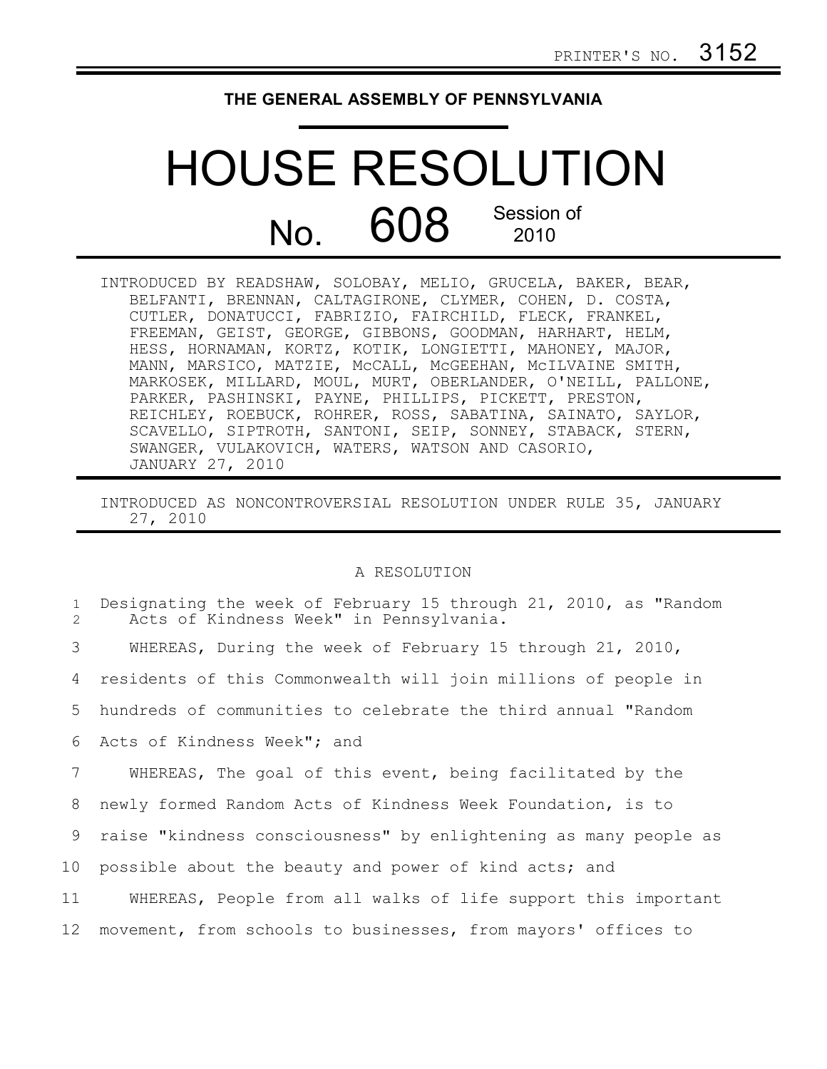PRINTER'S NO. 3152

# THE GENERAL ASSEMBLY OF PENNSYLVANIA

# HOUSE RESOLUTION

## No. 608 Session of 2010

INTRODUCED BY READSHAW, SOLOBAY, MELIO, GRUCELA, BAKER, BEAR, BELFANTI, BRENNAN, CALTAGIRONE, CLYMER, COHEN, D. COSTA, CUTLER, DONATUCCI, FABRIZIO, FAIRCHILD, FLECK, FRANKEL, FREEMAN, GEIST, GEORGE, GIBBONS, GOODMAN, HARHART, HELM, HESS, HORNAMAN, KORTZ, KOTIK, LONGIETTI, MAHONEY, MAJOR, MANN, MARSICO, MATZIE, McCALL, McGEEHAN, McILVAINE SMITH, MARKOSEK, MILLARD, MOUL, MURT, OBERLANDER, O'NEILL, PALLONE, PARKER, PASHINSKI, PAYNE, PHILLIPS, PICKETT, PRESTON, REICHLEY, ROEBUCK, ROHRER, ROSS, SABATINA, SAINATO, SAYLOR, SCAVELLO, SIPTROTH, SANTONI, SEIP, SONNEY, STABACK, STERN, SWANGER, VULAKOVICH, WATERS, WATSON AND CASORIO, JANUARY 27, 2010

INTRODUCED AS NONCONTROVERSIAL RESOLUTION UNDER RULE 35, JANUARY 27, 2010

A RESOLUTION

1 Designating the week of February 15 through 21, 2010, as "Random
2 Acts of Kindness Week" in Pennsylvania.

3 WHEREAS, During the week of February 15 through 21, 2010,
4 residents of this Commonwealth will join millions of people in
5 hundreds of communities to celebrate the third annual "Random
6 Acts of Kindness Week"; and
7 WHEREAS, The goal of this event, being facilitated by the
8 newly formed Random Acts of Kindness Week Foundation, is to
9 raise "kindness consciousness" by enlightening as many people as
10 possible about the beauty and power of kind acts; and
11 WHEREAS, People from all walks of life support this important
12 movement, from schools to businesses, from mayors' offices to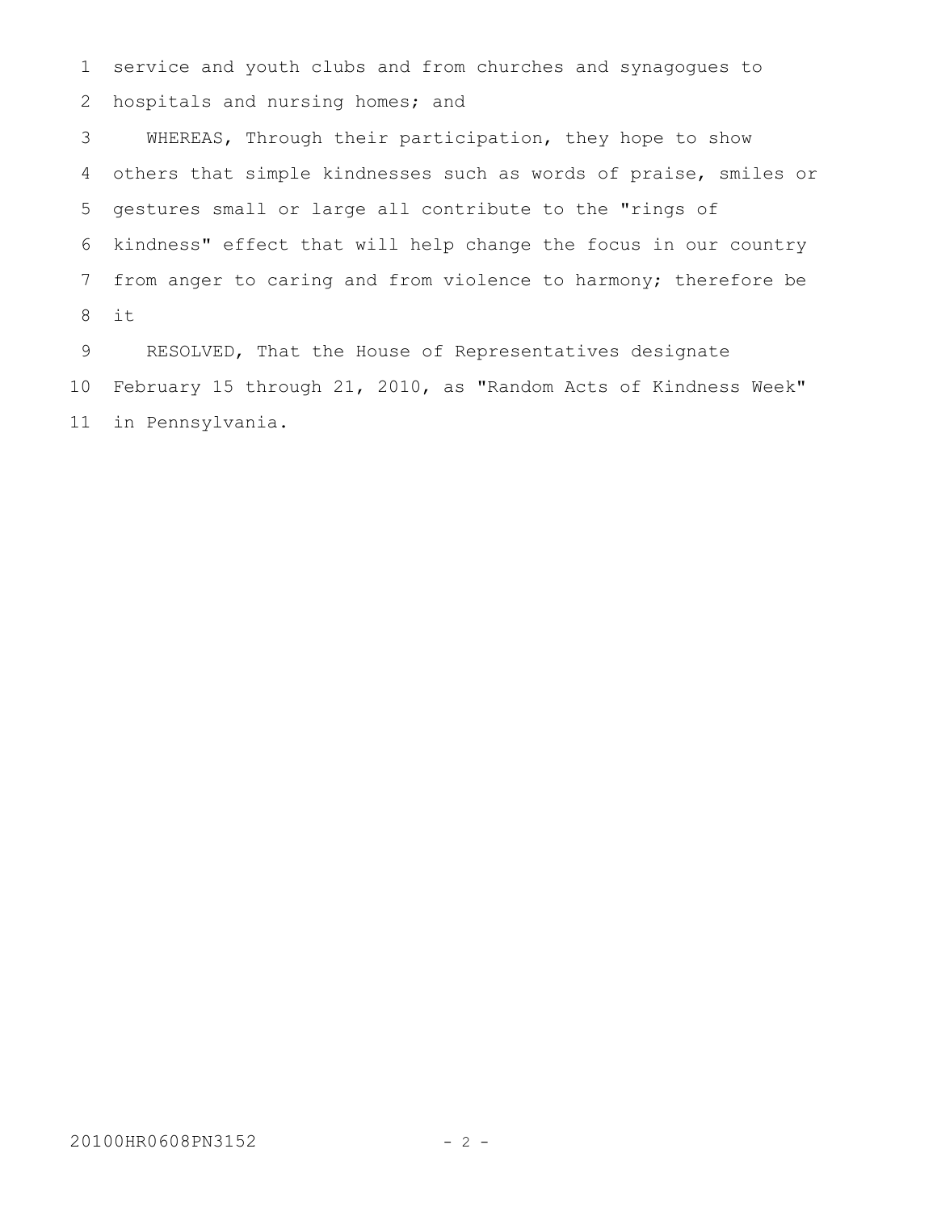service and youth clubs and from churches and synagogues to hospitals and nursing homes; and

WHEREAS, Through their participation, they hope to show others that simple kindnesses such as words of praise, smiles or gestures small or large all contribute to the "rings of kindness" effect that will help change the focus in our country from anger to caring and from violence to harmony; therefore be it

RESOLVED, That the House of Representatives designate February 15 through 21, 2010, as "Random Acts of Kindness Week" in Pennsylvania.